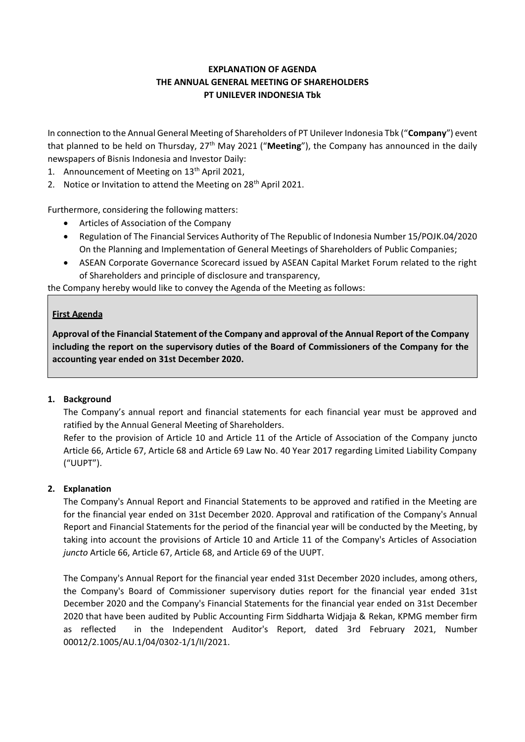# EXPLANATION OF AGENDA
# THE ANNUAL GENERAL MEETING OF SHAREHOLDERS
# PT UNILEVER INDONESIA Tbk

In connection to the Annual General Meeting of Shareholders of PT Unilever Indonesia Tbk ("**Company**") event that planned to be held on Thursday, 27th May 2021 ("**Meeting**"), the Company has announced in the daily newspapers of Bisnis Indonesia and Investor Daily:

1. Announcement of Meeting on 13th April 2021,
2. Notice or Invitation to attend the Meeting on 28th April 2021.

Furthermore, considering the following matters:

- Articles of Association of the Company
- Regulation of The Financial Services Authority of The Republic of Indonesia Number 15/POJK.04/2020 On the Planning and Implementation of General Meetings of Shareholders of Public Companies;
- ASEAN Corporate Governance Scorecard issued by ASEAN Capital Market Forum related to the right of Shareholders and principle of disclosure and transparency,

the Company hereby would like to convey the Agenda of the Meeting as follows:

## First Agenda

**Approval of the Financial Statement of the Company and approval of the Annual Report of the Company including the report on the supervisory duties of the Board of Commissioners of the Company for the accounting year ended on 31st December 2020.**

### 1. Background

The Company's annual report and financial statements for each financial year must be approved and ratified by the Annual General Meeting of Shareholders.

Refer to the provision of Article 10 and Article 11 of the Article of Association of the Company juncto Article 66, Article 67, Article 68 and Article 69 Law No. 40 Year 2017 regarding Limited Liability Company ("UUPT").

### 2. Explanation

The Company's Annual Report and Financial Statements to be approved and ratified in the Meeting are for the financial year ended on 31st December 2020. Approval and ratification of the Company's Annual Report and Financial Statements for the period of the financial year will be conducted by the Meeting, by taking into account the provisions of Article 10 and Article 11 of the Company's Articles of Association *juncto* Article 66, Article 67, Article 68, and Article 69 of the UUPT.

The Company's Annual Report for the financial year ended 31st December 2020 includes, among others, the Company's Board of Commissioner supervisory duties report for the financial year ended 31st December 2020 and the Company's Financial Statements for the financial year ended on 31st December 2020 that have been audited by Public Accounting Firm Siddharta Widjaja & Rekan, KPMG member firm as reflected in the Independent Auditor's Report, dated 3rd February 2021, Number 00012/2.1005/AU.1/04/0302-1/1/II/2021.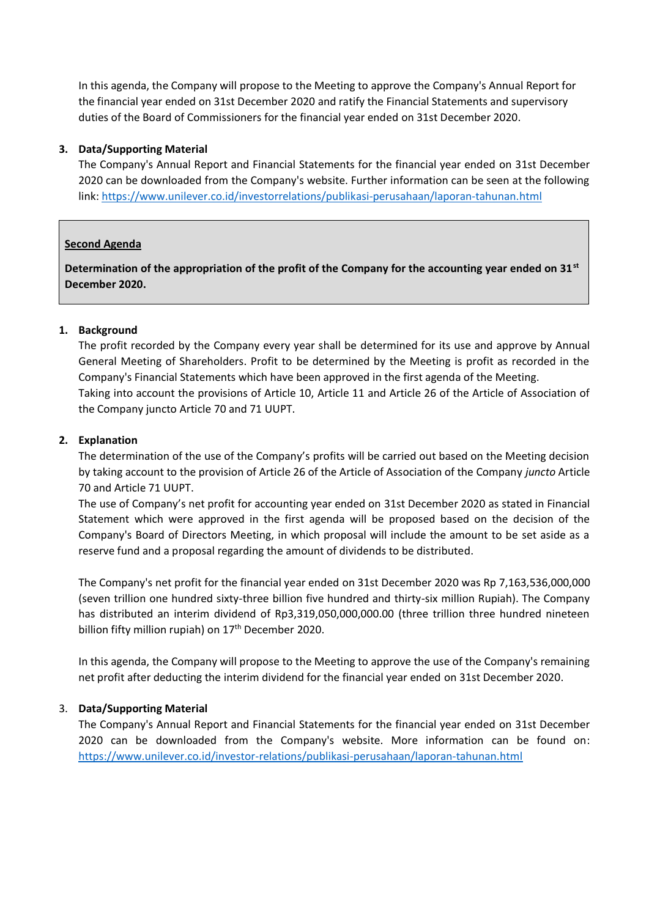In this agenda, the Company will propose to the Meeting to approve the Company's Annual Report for the financial year ended on 31st December 2020 and ratify the Financial Statements and supervisory duties of the Board of Commissioners for the financial year ended on 31st December 2020.

**3. Data/Supporting Material**

The Company's Annual Report and Financial Statements for the financial year ended on 31st December 2020 can be downloaded from the Company's website. Further information can be seen at the following link: https://www.unilever.co.id/investorrelations/publikasi-perusahaan/laporan-tahunan.html

**Second Agenda**

**Determination of the appropriation of the profit of the Company for the accounting year ended on 31st December 2020.**

**1. Background**

The profit recorded by the Company every year shall be determined for its use and approve by Annual General Meeting of Shareholders. Profit to be determined by the Meeting is profit as recorded in the Company's Financial Statements which have been approved in the first agenda of the Meeting.

Taking into account the provisions of Article 10, Article 11 and Article 26 of the Article of Association of the Company juncto Article 70 and 71 UUPT.

**2. Explanation**

The determination of the use of the Company's profits will be carried out based on the Meeting decision by taking account to the provision of Article 26 of the Article of Association of the Company *juncto* Article 70 and Article 71 UUPT.

The use of Company's net profit for accounting year ended on 31st December 2020 as stated in Financial Statement which were approved in the first agenda will be proposed based on the decision of the Company's Board of Directors Meeting, in which proposal will include the amount to be set aside as a reserve fund and a proposal regarding the amount of dividends to be distributed.

The Company's net profit for the financial year ended on 31st December 2020 was Rp 7,163,536,000,000 (seven trillion one hundred sixty-three billion five hundred and thirty-six million Rupiah). The Company has distributed an interim dividend of Rp3,319,050,000,000.00 (three trillion three hundred nineteen billion fifty million rupiah) on 17th December 2020.

In this agenda, the Company will propose to the Meeting to approve the use of the Company's remaining net profit after deducting the interim dividend for the financial year ended on 31st December 2020.

3. **Data/Supporting Material**

The Company's Annual Report and Financial Statements for the financial year ended on 31st December 2020 can be downloaded from the Company's website. More information can be found on: https://www.unilever.co.id/investor-relations/publikasi-perusahaan/laporan-tahunan.html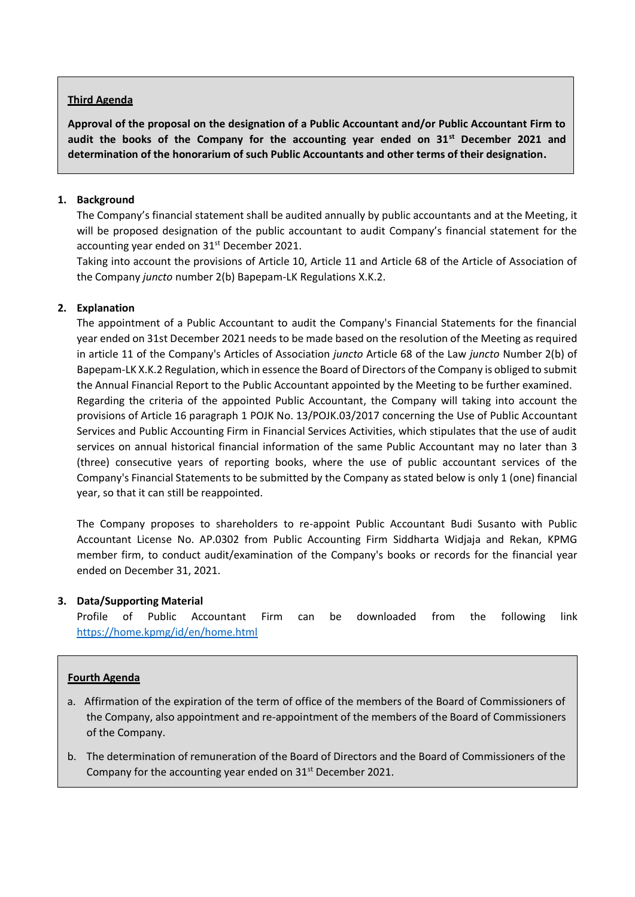**Third Agenda**

**Approval of the proposal on the designation of a Public Accountant and/or Public Accountant Firm to audit the books of the Company for the accounting year ended on 31st December 2021 and determination of the honorarium of such Public Accountants and other terms of their designation.**

1. **Background**

   The Company's financial statement shall be audited annually by public accountants and at the Meeting, it will be proposed designation of the public accountant to audit Company's financial statement for the accounting year ended on 31st December 2021.

   Taking into account the provisions of Article 10, Article 11 and Article 68 of the Article of Association of the Company *juncto* number 2(b) Bapepam-LK Regulations X.K.2.

2. **Explanation**

   The appointment of a Public Accountant to audit the Company's Financial Statements for the financial year ended on 31st December 2021 needs to be made based on the resolution of the Meeting as required in article 11 of the Company's Articles of Association *juncto* Article 68 of the Law *juncto* Number 2(b) of Bapepam-LK X.K.2 Regulation, which in essence the Board of Directors of the Company is obliged to submit the Annual Financial Report to the Public Accountant appointed by the Meeting to be further examined.

   Regarding the criteria of the appointed Public Accountant, the Company will taking into account the provisions of Article 16 paragraph 1 POJK No. 13/POJK.03/2017 concerning the Use of Public Accountant Services and Public Accounting Firm in Financial Services Activities, which stipulates that the use of audit services on annual historical financial information of the same Public Accountant may no later than 3 (three) consecutive years of reporting books, where the use of public accountant services of the Company's Financial Statements to be submitted by the Company as stated below is only 1 (one) financial year, so that it can still be reappointed.

   The Company proposes to shareholders to re-appoint Public Accountant Budi Susanto with Public Accountant License No. AP.0302 from Public Accounting Firm Siddharta Widjaja and Rekan, KPMG member firm, to conduct audit/examination of the Company's books or records for the financial year ended on December 31, 2021.

3. **Data/Supporting Material**

   Profile of Public Accountant Firm can be downloaded from the following link https://home.kpmg/id/en/home.html

**Fourth Agenda**

a. Affirmation of the expiration of the term of office of the members of the Board of Commissioners of the Company, also appointment and re-appointment of the members of the Board of Commissioners of the Company.

b. The determination of remuneration of the Board of Directors and the Board of Commissioners of the Company for the accounting year ended on 31st December 2021.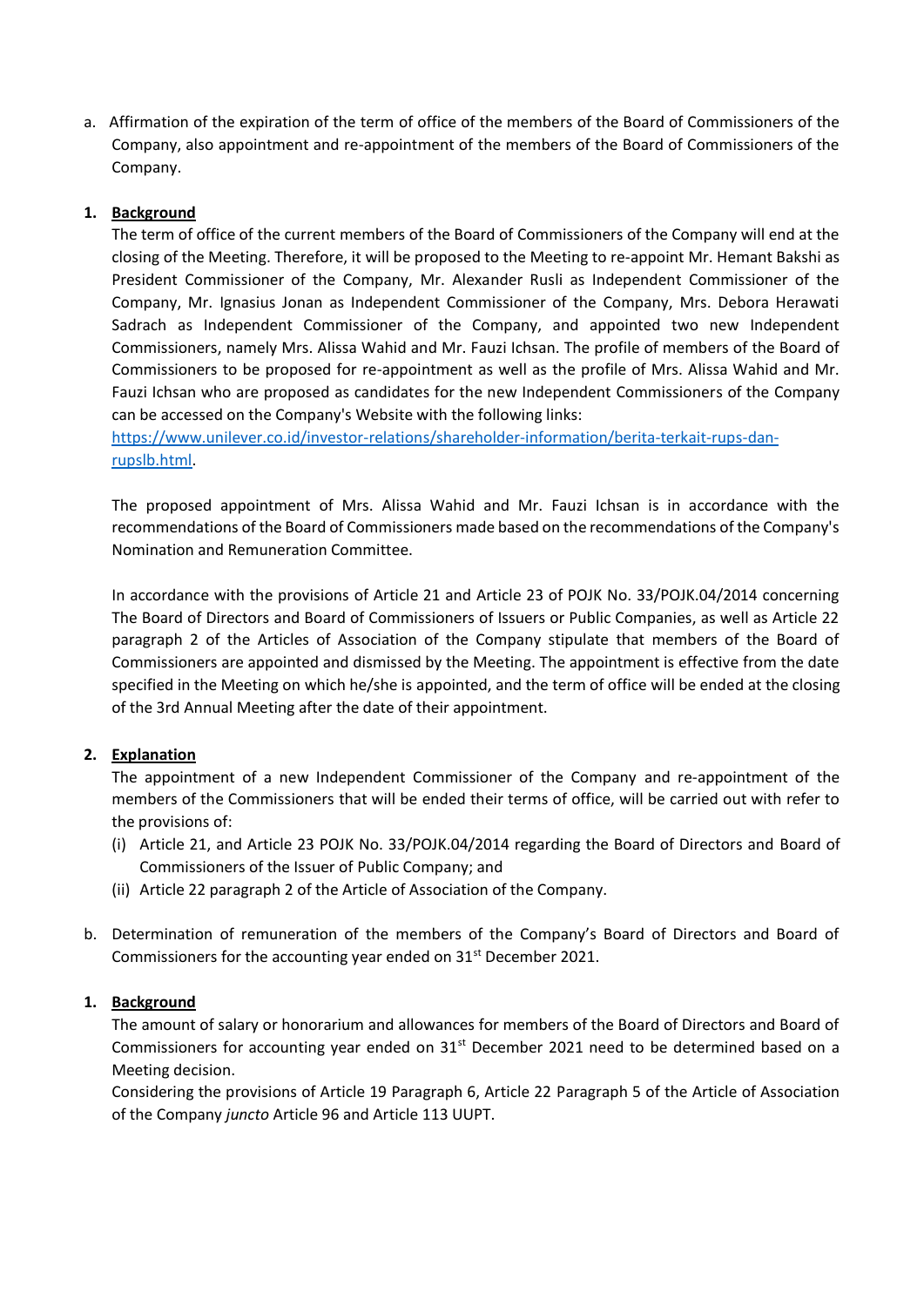a. Affirmation of the expiration of the term of office of the members of the Board of Commissioners of the Company, also appointment and re-appointment of the members of the Board of Commissioners of the Company.

**1. <u>Background</u>**

The term of office of the current members of the Board of Commissioners of the Company will end at the closing of the Meeting. Therefore, it will be proposed to the Meeting to re-appoint Mr. Hemant Bakshi as President Commissioner of the Company, Mr. Alexander Rusli as Independent Commissioner of the Company, Mr. Ignasius Jonan as Independent Commissioner of the Company, Mrs. Debora Herawati Sadrach as Independent Commissioner of the Company, and appointed two new Independent Commissioners, namely Mrs. Alissa Wahid and Mr. Fauzi Ichsan. The profile of members of the Board of Commissioners to be proposed for re-appointment as well as the profile of Mrs. Alissa Wahid and Mr. Fauzi Ichsan who are proposed as candidates for the new Independent Commissioners of the Company can be accessed on the Company's Website with the following links: [https://www.unilever.co.id/investor-relations/shareholder-information/berita-terkait-rups-dan-rupslb.html](https://www.unilever.co.id/investor-relations/shareholder-information/berita-terkait-rups-dan-rupslb.html).

The proposed appointment of Mrs. Alissa Wahid and Mr. Fauzi Ichsan is in accordance with the recommendations of the Board of Commissioners made based on the recommendations of the Company's Nomination and Remuneration Committee.

In accordance with the provisions of Article 21 and Article 23 of POJK No. 33/POJK.04/2014 concerning The Board of Directors and Board of Commissioners of Issuers or Public Companies, as well as Article 22 paragraph 2 of the Articles of Association of the Company stipulate that members of the Board of Commissioners are appointed and dismissed by the Meeting. The appointment is effective from the date specified in the Meeting on which he/she is appointed, and the term of office will be ended at the closing of the 3rd Annual Meeting after the date of their appointment.

**2. <u>Explanation</u>**

The appointment of a new Independent Commissioner of the Company and re-appointment of the members of the Commissioners that will be ended their terms of office, will be carried out with refer to the provisions of:

(i) Article 21, and Article 23 POJK No. 33/POJK.04/2014 regarding the Board of Directors and Board of Commissioners of the Issuer of Public Company; and

(ii) Article 22 paragraph 2 of the Article of Association of the Company.

b. Determination of remuneration of the members of the Company's Board of Directors and Board of Commissioners for the accounting year ended on 31st December 2021.

**1. <u>Background</u>**

The amount of salary or honorarium and allowances for members of the Board of Directors and Board of Commissioners for accounting year ended on 31st December 2021 need to be determined based on a Meeting decision.

Considering the provisions of Article 19 Paragraph 6, Article 22 Paragraph 5 of the Article of Association of the Company *juncto* Article 96 and Article 113 UUPT.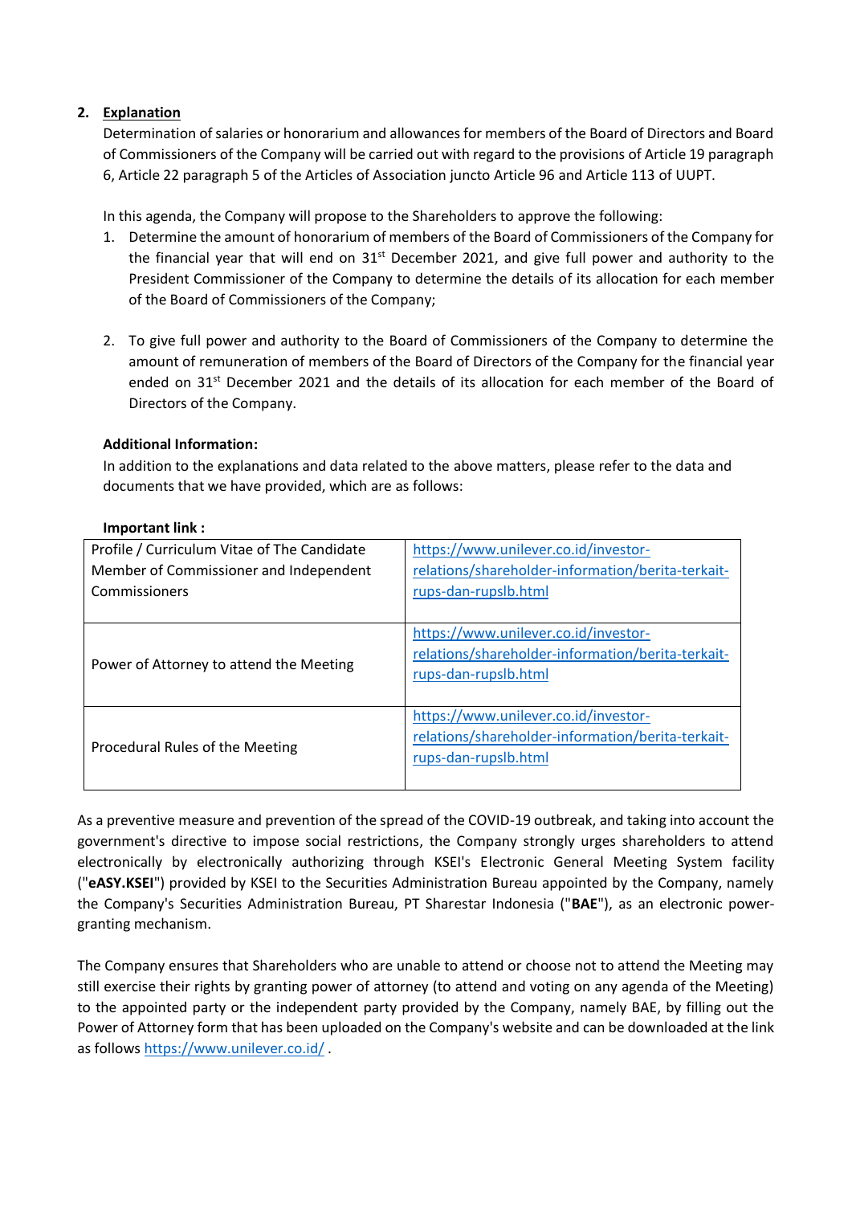2. **Explanation**

Determination of salaries or honorarium and allowances for members of the Board of Directors and Board of Commissioners of the Company will be carried out with regard to the provisions of Article 19 paragraph 6, Article 22 paragraph 5 of the Articles of Association juncto Article 96 and Article 113 of UUPT.

In this agenda, the Company will propose to the Shareholders to approve the following:

1. Determine the amount of honorarium of members of the Board of Commissioners of the Company for the financial year that will end on 31st December 2021, and give full power and authority to the President Commissioner of the Company to determine the details of its allocation for each member of the Board of Commissioners of the Company;

2. To give full power and authority to the Board of Commissioners of the Company to determine the amount of remuneration of members of the Board of Directors of the Company for the financial year ended on 31st December 2021 and the details of its allocation for each member of the Board of Directors of the Company.

**Additional Information:**

In addition to the explanations and data related to the above matters, please refer to the data and documents that we have provided, which are as follows:

**Important link :**

| | |
|---|---|
| Profile / Curriculum Vitae of The Candidate Member of Commissioner and Independent Commissioners | https://www.unilever.co.id/investor-relations/shareholder-information/berita-terkait-rups-dan-rupslb.html |
| Power of Attorney to attend the Meeting | https://www.unilever.co.id/investor-relations/shareholder-information/berita-terkait-rups-dan-rupslb.html |
| Procedural Rules of the Meeting | https://www.unilever.co.id/investor-relations/shareholder-information/berita-terkait-rups-dan-rupslb.html |

As a preventive measure and prevention of the spread of the COVID-19 outbreak, and taking into account the government's directive to impose social restrictions, the Company strongly urges shareholders to attend electronically by electronically authorizing through KSEI's Electronic General Meeting System facility ("**eASY.KSEI**") provided by KSEI to the Securities Administration Bureau appointed by the Company, namely the Company's Securities Administration Bureau, PT Sharestar Indonesia ("**BAE**"), as an electronic power-granting mechanism.

The Company ensures that Shareholders who are unable to attend or choose not to attend the Meeting may still exercise their rights by granting power of attorney (to attend and voting on any agenda of the Meeting) to the appointed party or the independent party provided by the Company, namely BAE, by filling out the Power of Attorney form that has been uploaded on the Company's website and can be downloaded at the link as follows https://www.unilever.co.id/ .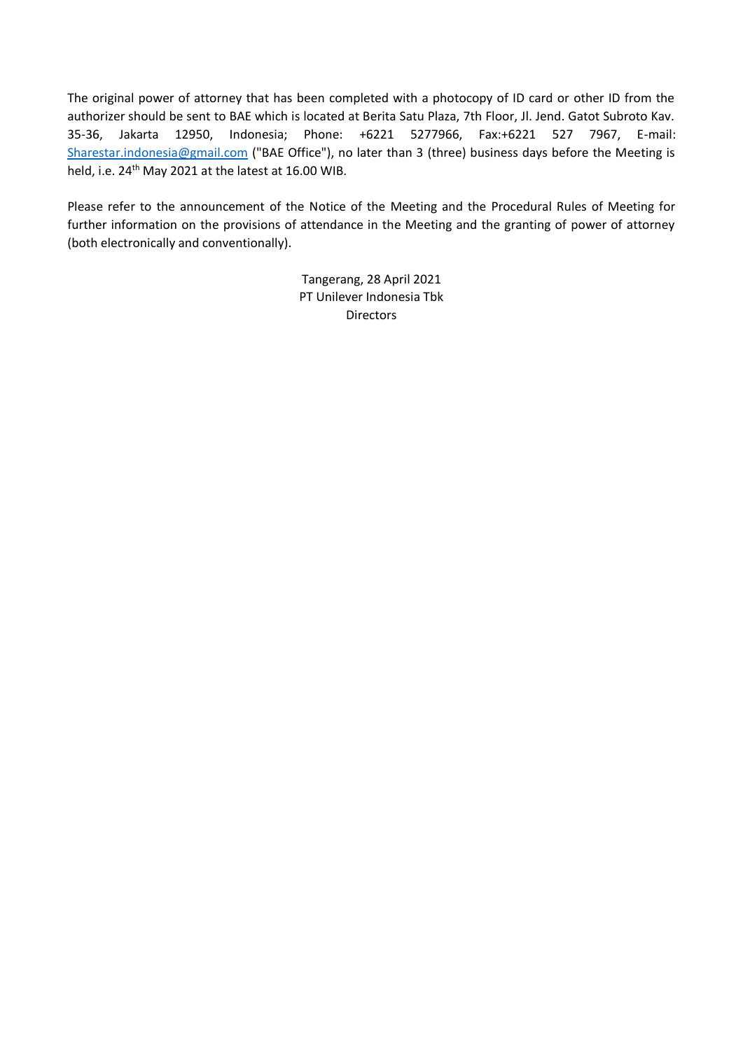The original power of attorney that has been completed with a photocopy of ID card or other ID from the authorizer should be sent to BAE which is located at Berita Satu Plaza, 7th Floor, Jl. Jend. Gatot Subroto Kav. 35-36, Jakarta 12950, Indonesia; Phone: +6221 5277966, Fax:+6221 527 7967, E-mail: Sharestar.indonesia@gmail.com ("BAE Office"), no later than 3 (three) business days before the Meeting is held, i.e. 24th May 2021 at the latest at 16.00 WIB.

Please refer to the announcement of the Notice of the Meeting and the Procedural Rules of Meeting for further information on the provisions of attendance in the Meeting and the granting of power of attorney (both electronically and conventionally).

Tangerang, 28 April 2021
PT Unilever Indonesia Tbk
Directors